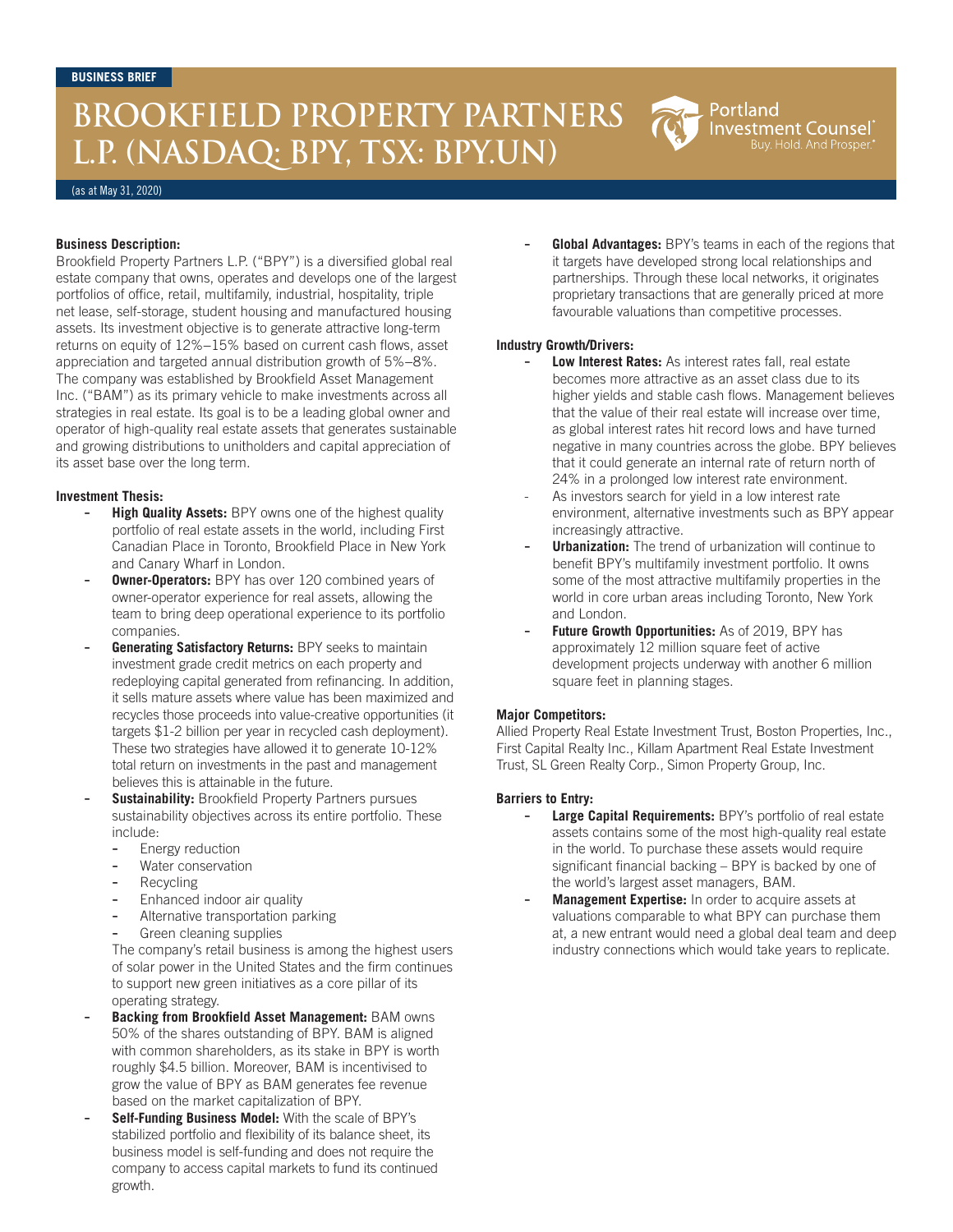BUSINESS BRIEF

# BROOKFIELD PROPERTY PARTNERS L.P. (NASDAQ: BPY, TSX: BPY.UN)

Portland Investment Counsel® Buy. Hold. And Prosper.®

(as at May 31, 2020)

**Business Description:**

Brookfield Property Partners L.P. ("BPY") is a diversified global real estate company that owns, operates and develops one of the largest portfolios of office, retail, multifamily, industrial, hospitality, triple net lease, self-storage, student housing and manufactured housing assets. Its investment objective is to generate attractive long-term returns on equity of 12%–15% based on current cash flows, asset appreciation and targeted annual distribution growth of 5%–8%. The company was established by Brookfield Asset Management Inc. ("BAM") as its primary vehicle to make investments across all strategies in real estate. Its goal is to be a leading global owner and operator of high-quality real estate assets that generates sustainable and growing distributions to unitholders and capital appreciation of its asset base over the long term.

**Investment Thesis:**

- **High Quality Assets:** BPY owns one of the highest quality portfolio of real estate assets in the world, including First Canadian Place in Toronto, Brookfield Place in New York and Canary Wharf in London.
- **Owner-Operators:** BPY has over 120 combined years of owner-operator experience for real assets, allowing the team to bring deep operational experience to its portfolio companies.
- **Generating Satisfactory Returns:** BPY seeks to maintain investment grade credit metrics on each property and redeploying capital generated from refinancing. In addition, it sells mature assets where value has been maximized and recycles those proceeds into value-creative opportunities (it targets $1-2 billion per year in recycled cash deployment). These two strategies have allowed it to generate 10-12% total return on investments in the past and management believes this is attainable in the future.
- **Sustainability:** Brookfield Property Partners pursues sustainability objectives across its entire portfolio. These include:
  - Energy reduction
  - Water conservation
  - Recycling
  - Enhanced indoor air quality
  - Alternative transportation parking
  - Green cleaning supplies

  The company's retail business is among the highest users of solar power in the United States and the firm continues to support new green initiatives as a core pillar of its operating strategy.
- **Backing from Brookfield Asset Management:** BAM owns 50% of the shares outstanding of BPY. BAM is aligned with common shareholders, as its stake in BPY is worth roughly $4.5 billion. Moreover, BAM is incentivised to grow the value of BPY as BAM generates fee revenue based on the market capitalization of BPY.
- **Self-Funding Business Model:** With the scale of BPY's stabilized portfolio and flexibility of its balance sheet, its business model is self-funding and does not require the company to access capital markets to fund its continued growth.
- **Global Advantages:** BPY's teams in each of the regions that it targets have developed strong local relationships and partnerships. Through these local networks, it originates proprietary transactions that are generally priced at more favourable valuations than competitive processes.

**Industry Growth/Drivers:**

- **Low Interest Rates:** As interest rates fall, real estate becomes more attractive as an asset class due to its higher yields and stable cash flows. Management believes that the value of their real estate will increase over time, as global interest rates hit record lows and have turned negative in many countries across the globe. BPY believes that it could generate an internal rate of return north of 24% in a prolonged low interest rate environment.
- As investors search for yield in a low interest rate environment, alternative investments such as BPY appear increasingly attractive.
- **Urbanization:** The trend of urbanization will continue to benefit BPY's multifamily investment portfolio. It owns some of the most attractive multifamily properties in the world in core urban areas including Toronto, New York and London.
- **Future Growth Opportunities:** As of 2019, BPY has approximately 12 million square feet of active development projects underway with another 6 million square feet in planning stages.

**Major Competitors:**

Allied Property Real Estate Investment Trust, Boston Properties, Inc., First Capital Realty Inc., Killam Apartment Real Estate Investment Trust, SL Green Realty Corp., Simon Property Group, Inc.

**Barriers to Entry:**

- **Large Capital Requirements:** BPY's portfolio of real estate assets contains some of the most high-quality real estate in the world. To purchase these assets would require significant financial backing – BPY is backed by one of the world's largest asset managers, BAM.
- **Management Expertise:** In order to acquire assets at valuations comparable to what BPY can purchase them at, a new entrant would need a global deal team and deep industry connections which would take years to replicate.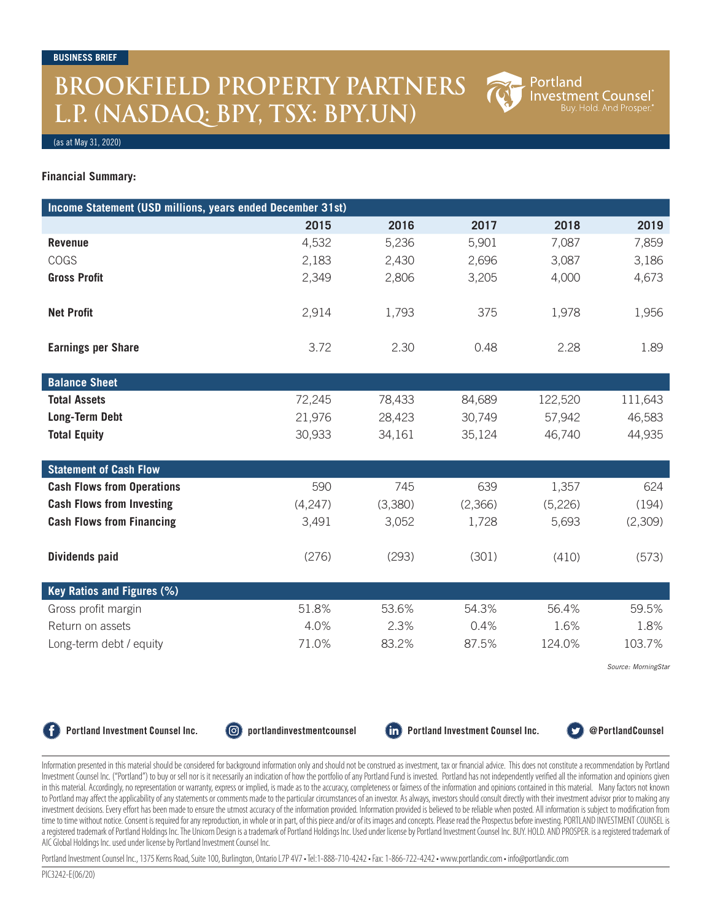BUSINESS BRIEF

# BROOKFIELD PROPERTY PARTNERS L.P. (NASDAQ: BPY, TSX: BPY.UN)

Portland Investment Counsel® Buy. Hold. And Prosper.®

(as at May 31, 2020)

**Financial Summary:**

| Income Statement (USD millions, years ended December 31st) | 2015 | 2016 | 2017 | 2018 | 2019 |
|---|---|---|---|---|---|
| **Revenue** | 4,532 | 5,236 | 5,901 | 7,087 | 7,859 |
| COGS | 2,183 | 2,430 | 2,696 | 3,087 | 3,186 |
| **Gross Profit** | 2,349 | 2,806 | 3,205 | 4,000 | 4,673 |
| **Net Profit** | 2,914 | 1,793 | 375 | 1,978 | 1,956 |
| **Earnings per Share** | 3.72 | 2.30 | 0.48 | 2.28 | 1.89 |
| **Balance Sheet** | | | | | |
| **Total Assets** | 72,245 | 78,433 | 84,689 | 122,520 | 111,643 |
| **Long-Term Debt** | 21,976 | 28,423 | 30,749 | 57,942 | 46,583 |
| **Total Equity** | 30,933 | 34,161 | 35,124 | 46,740 | 44,935 |
| **Statement of Cash Flow** | | | | | |
| **Cash Flows from Operations** | 590 | 745 | 639 | 1,357 | 624 |
| **Cash Flows from Investing** | (4,247) | (3,380) | (2,366) | (5,226) | (194) |
| **Cash Flows from Financing** | 3,491 | 3,052 | 1,728 | 5,693 | (2,309) |
| **Dividends paid** | (276) | (293) | (301) | (410) | (573) |
| **Key Ratios and Figures (%)** | | | | | |
| Gross profit margin | 51.8% | 53.6% | 54.3% | 56.4% | 59.5% |
| Return on assets | 4.0% | 2.3% | 0.4% | 1.6% | 1.8% |
| Long-term debt / equity | 71.0% | 83.2% | 87.5% | 124.0% | 103.7% |

*Source: MorningStar*

Portland Investment Counsel Inc. | portlandinvestmentcounsel | Portland Investment Counsel Inc. | @PortlandCounsel

Information presented in this material should be considered for background information only and should not be construed as investment, tax or financial advice. This does not constitute a recommendation by Portland Investment Counsel Inc. ("Portland") to buy or sell nor is it necessarily an indication of how the portfolio of any Portland Fund is invested. Portland has not independently verified all the information and opinions given in this material. Accordingly, no representation or warranty, express or implied, is made as to the accuracy, completeness or fairness of the information and opinions contained in this material. Many factors not known to Portland may affect the applicability of any statements or comments made to the particular circumstances of an investor. As always, investors should consult directly with their investment advisor prior to making any investment decisions. Every effort has been made to ensure the utmost accuracy of the information provided. Information provided is believed to be reliable when posted. All information is subject to modification from time to time without notice. Consent is required for any reproduction, in whole or in part, of this piece and/or of its images and concepts. Please read the Prospectus before investing. PORTLAND INVESTMENT COUNSEL is a registered trademark of Portland Holdings Inc. The Unicorn Design is a trademark of Portland Holdings Inc. Used under license by Portland Investment Counsel Inc. BUY. HOLD. AND PROSPER. is a registered trademark of AIC Global Holdings Inc. used under license by Portland Investment Counsel Inc.

Portland Investment Counsel Inc., 1375 Kerns Road, Suite 100, Burlington, Ontario L7P 4V7 • Tel:1-888-710-4242 • Fax: 1-866-722-4242 • www.portlandic.com • info@portlandic.com

PIC3242-E(06/20)